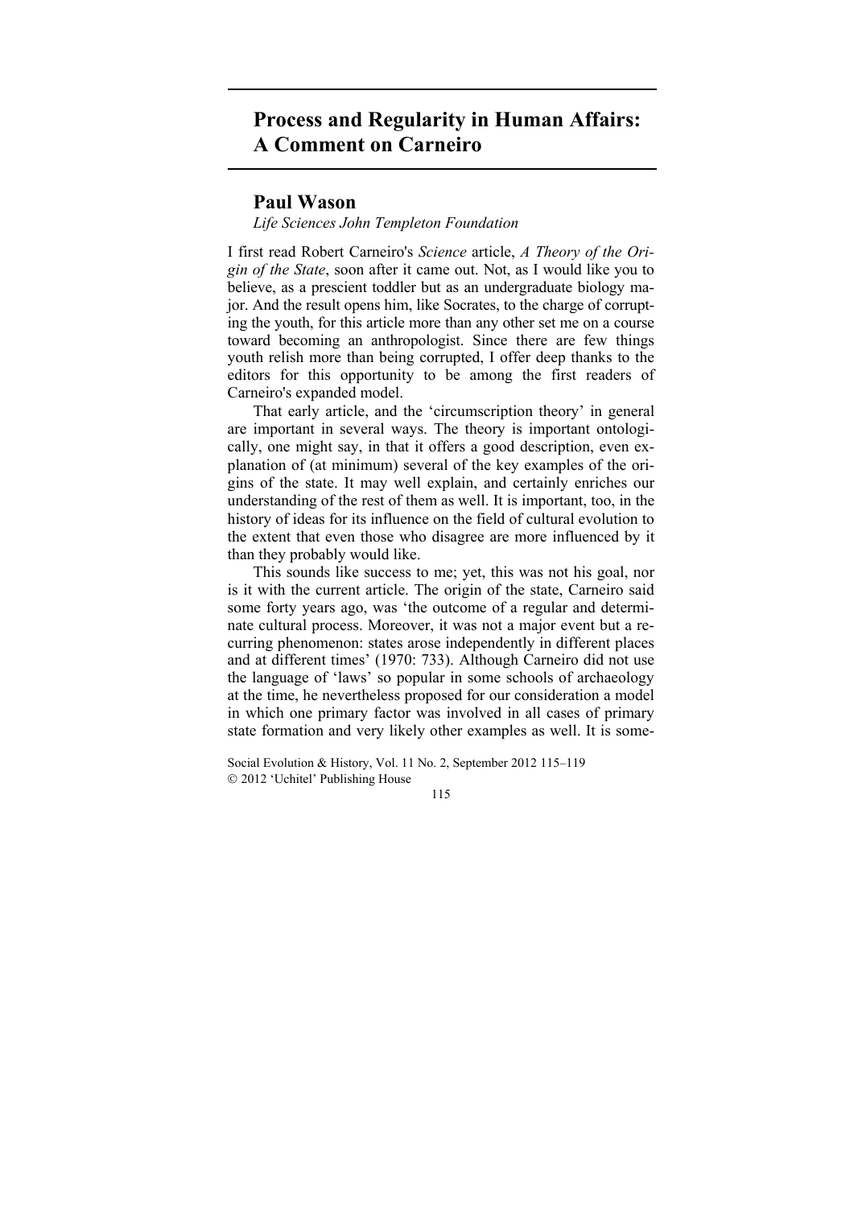# Process and Regularity in Human Affairs: A Comment on Carneiro

## Paul Wason

*Life Sciences John Templeton Foundation*

I first read Robert Carneiro's *Science* article, *A Theory of the Origin of the State*, soon after it came out. Not, as I would like you to believe, as a prescient toddler but as an undergraduate biology major. And the result opens him, like Socrates, to the charge of corrupting the youth, for this article more than any other set me on a course toward becoming an anthropologist. Since there are few things youth relish more than being corrupted, I offer deep thanks to the editors for this opportunity to be among the first readers of Carneiro's expanded model.

That early article, and the 'circumscription theory' in general are important in several ways. The theory is important ontologically, one might say, in that it offers a good description, even explanation of (at minimum) several of the key examples of the origins of the state. It may well explain, and certainly enriches our understanding of the rest of them as well. It is important, too, in the history of ideas for its influence on the field of cultural evolution to the extent that even those who disagree are more influenced by it than they probably would like.

This sounds like success to me; yet, this was not his goal, nor is it with the current article. The origin of the state, Carneiro said some forty years ago, was 'the outcome of a regular and determinate cultural process. Moreover, it was not a major event but a recurring phenomenon: states arose independently in different places and at different times' (1970: 733). Although Carneiro did not use the language of 'laws' so popular in some schools of archaeology at the time, he nevertheless proposed for our consideration a model in which one primary factor was involved in all cases of primary state formation and very likely other examples as well. It is some-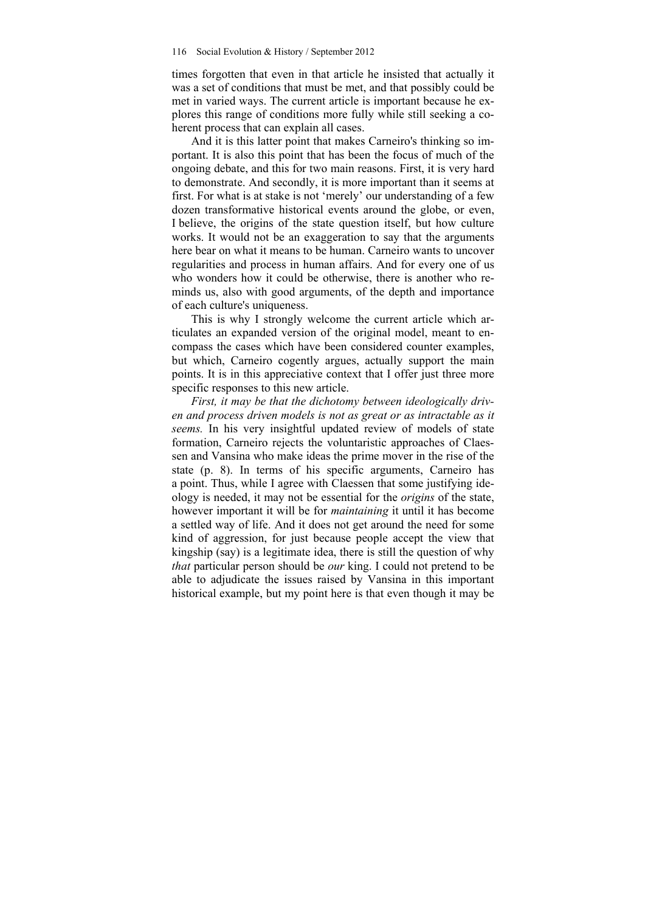times forgotten that even in that article he insisted that actually it was a set of conditions that must be met, and that possibly could be met in varied ways. The current article is important because he explores this range of conditions more fully while still seeking a coherent process that can explain all cases.

And it is this latter point that makes Carneiro's thinking so important. It is also this point that has been the focus of much of the ongoing debate, and this for two main reasons. First, it is very hard to demonstrate. And secondly, it is more important than it seems at first. For what is at stake is not 'merely' our understanding of a few dozen transformative historical events around the globe, or even, I believe, the origins of the state question itself, but how culture works. It would not be an exaggeration to say that the arguments here bear on what it means to be human. Carneiro wants to uncover regularities and process in human affairs. And for every one of us who wonders how it could be otherwise, there is another who reminds us, also with good arguments, of the depth and importance of each culture's uniqueness.

This is why I strongly welcome the current article which articulates an expanded version of the original model, meant to encompass the cases which have been considered counter examples, but which, Carneiro cogently argues, actually support the main points. It is in this appreciative context that I offer just three more specific responses to this new article.

*First, it may be that the dichotomy between ideologically driven and process driven models is not as great or as intractable as it seems.* In his very insightful updated review of models of state formation, Carneiro rejects the voluntaristic approaches of Claessen and Vansina who make ideas the prime mover in the rise of the state (p. 8). In terms of his specific arguments, Carneiro has a point. Thus, while I agree with Claessen that some justifying ideology is needed, it may not be essential for the *origins* of the state, however important it will be for *maintaining* it until it has become a settled way of life. And it does not get around the need for some kind of aggression, for just because people accept the view that kingship (say) is a legitimate idea, there is still the question of why *that* particular person should be *our* king. I could not pretend to be able to adjudicate the issues raised by Vansina in this important historical example, but my point here is that even though it may be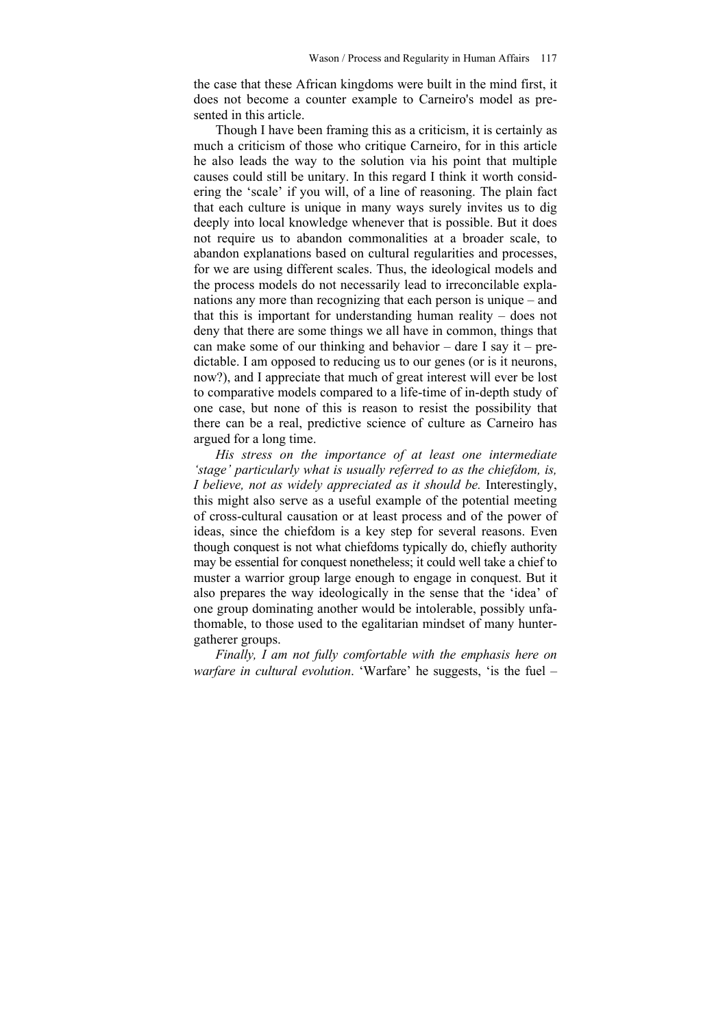the case that these African kingdoms were built in the mind first, it does not become a counter example to Carneiro's model as presented in this article.

Though I have been framing this as a criticism, it is certainly as much a criticism of those who critique Carneiro, for in this article he also leads the way to the solution via his point that multiple causes could still be unitary. In this regard I think it worth considering the 'scale' if you will, of a line of reasoning. The plain fact that each culture is unique in many ways surely invites us to dig deeply into local knowledge whenever that is possible. But it does not require us to abandon commonalities at a broader scale, to abandon explanations based on cultural regularities and processes, for we are using different scales. Thus, the ideological models and the process models do not necessarily lead to irreconcilable explanations any more than recognizing that each person is unique – and that this is important for understanding human reality – does not deny that there are some things we all have in common, things that can make some of our thinking and behavior – dare I say it – predictable. I am opposed to reducing us to our genes (or is it neurons, now?), and I appreciate that much of great interest will ever be lost to comparative models compared to a life-time of in-depth study of one case, but none of this is reason to resist the possibility that there can be a real, predictive science of culture as Carneiro has argued for a long time.

*His stress on the importance of at least one intermediate 'stage' particularly what is usually referred to as the chiefdom, is, I believe, not as widely appreciated as it should be.* Interestingly, this might also serve as a useful example of the potential meeting of cross-cultural causation or at least process and of the power of ideas, since the chiefdom is a key step for several reasons. Even though conquest is not what chiefdoms typically do, chiefly authority may be essential for conquest nonetheless; it could well take a chief to muster a warrior group large enough to engage in conquest. But it also prepares the way ideologically in the sense that the 'idea' of one group dominating another would be intolerable, possibly unfathomable, to those used to the egalitarian mindset of many hunter-gatherer groups.

*Finally, I am not fully comfortable with the emphasis here on warfare in cultural evolution*. 'Warfare' he suggests, 'is the fuel –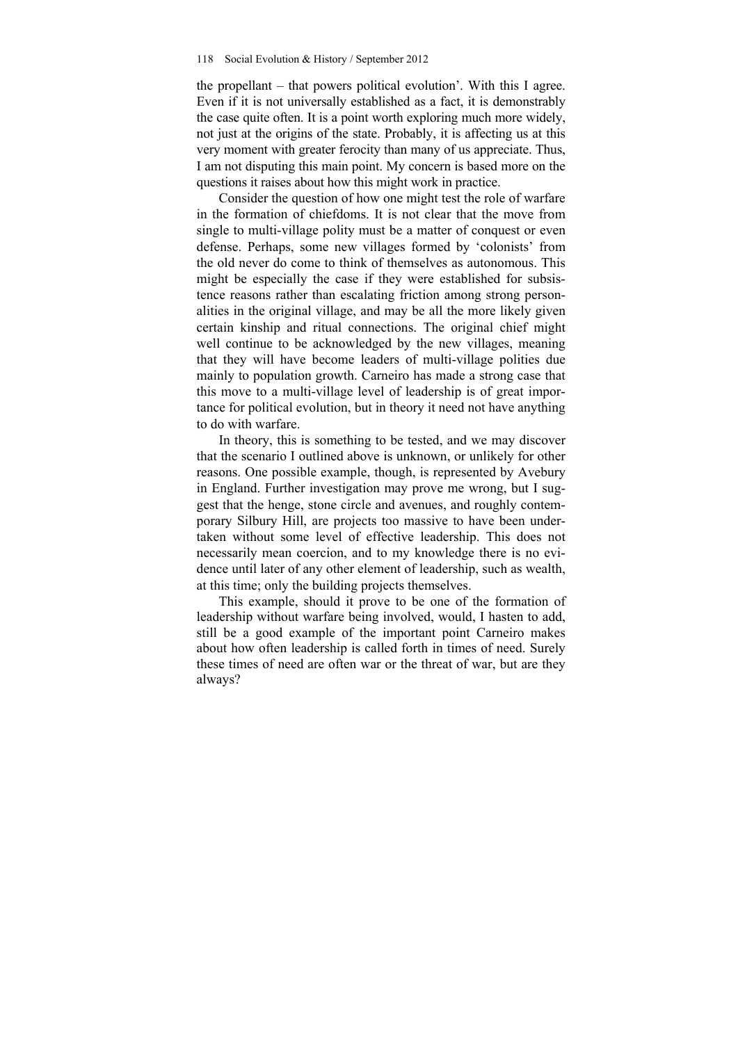the propellant – that powers political evolution'. With this I agree. Even if it is not universally established as a fact, it is demonstrably the case quite often. It is a point worth exploring much more widely, not just at the origins of the state. Probably, it is affecting us at this very moment with greater ferocity than many of us appreciate. Thus, I am not disputing this main point. My concern is based more on the questions it raises about how this might work in practice.

Consider the question of how one might test the role of warfare in the formation of chiefdoms. It is not clear that the move from single to multi-village polity must be a matter of conquest or even defense. Perhaps, some new villages formed by 'colonists' from the old never do come to think of themselves as autonomous. This might be especially the case if they were established for subsistence reasons rather than escalating friction among strong personalities in the original village, and may be all the more likely given certain kinship and ritual connections. The original chief might well continue to be acknowledged by the new villages, meaning that they will have become leaders of multi-village polities due mainly to population growth. Carneiro has made a strong case that this move to a multi-village level of leadership is of great importance for political evolution, but in theory it need not have anything to do with warfare.

In theory, this is something to be tested, and we may discover that the scenario I outlined above is unknown, or unlikely for other reasons. One possible example, though, is represented by Avebury in England. Further investigation may prove me wrong, but I suggest that the henge, stone circle and avenues, and roughly contemporary Silbury Hill, are projects too massive to have been undertaken without some level of effective leadership. This does not necessarily mean coercion, and to my knowledge there is no evidence until later of any other element of leadership, such as wealth, at this time; only the building projects themselves.

This example, should it prove to be one of the formation of leadership without warfare being involved, would, I hasten to add, still be a good example of the important point Carneiro makes about how often leadership is called forth in times of need. Surely these times of need are often war or the threat of war, but are they always?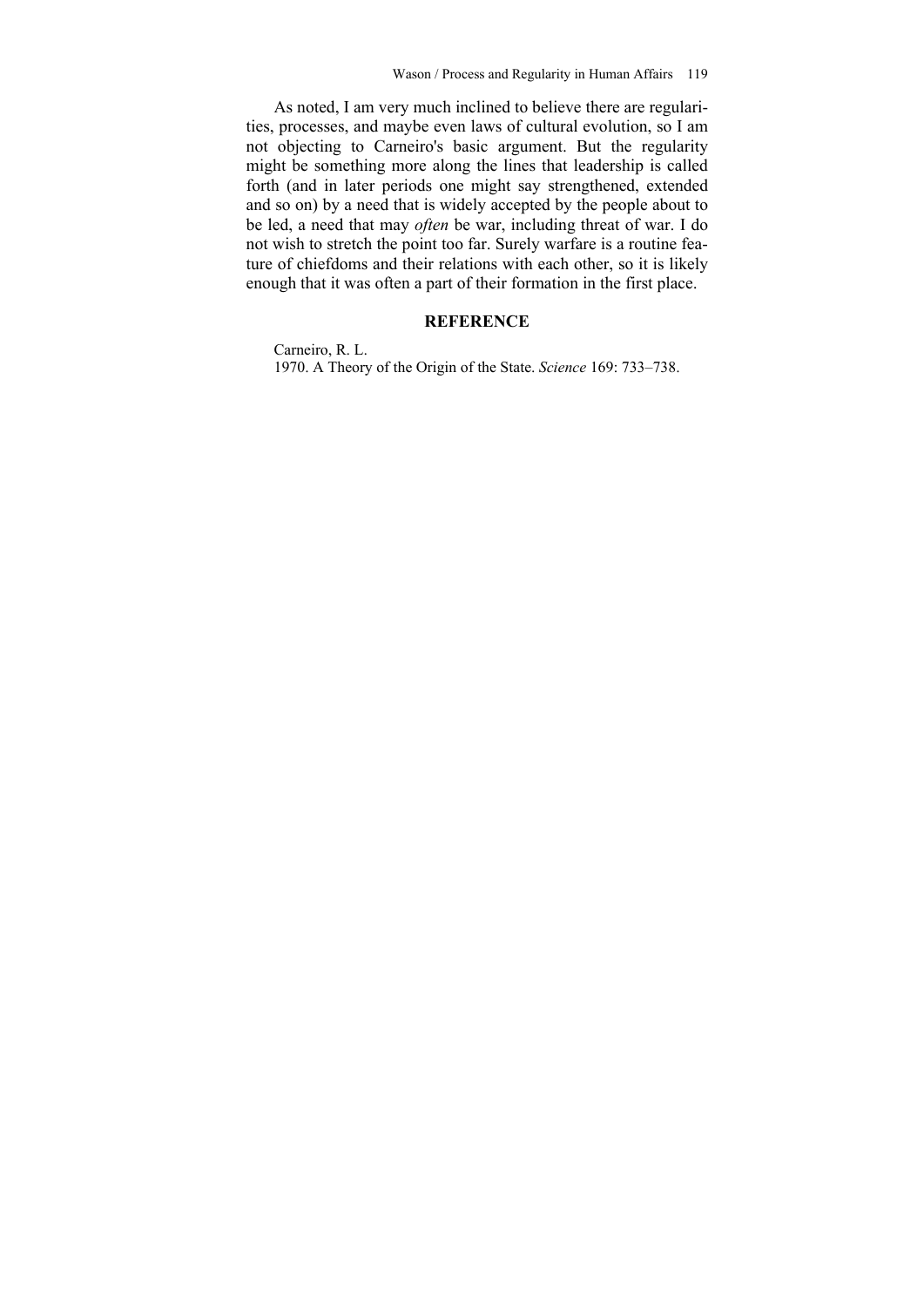As noted, I am very much inclined to believe there are regularities, processes, and maybe even laws of cultural evolution, so I am not objecting to Carneiro's basic argument. But the regularity might be something more along the lines that leadership is called forth (and in later periods one might say strengthened, extended and so on) by a need that is widely accepted by the people about to be led, a need that may *often* be war, including threat of war. I do not wish to stretch the point too far. Surely warfare is a routine feature of chiefdoms and their relations with each other, so it is likely enough that it was often a part of their formation in the first place.

## REFERENCE

Carneiro, R. L.
1970. A Theory of the Origin of the State. *Science* 169: 733–738.